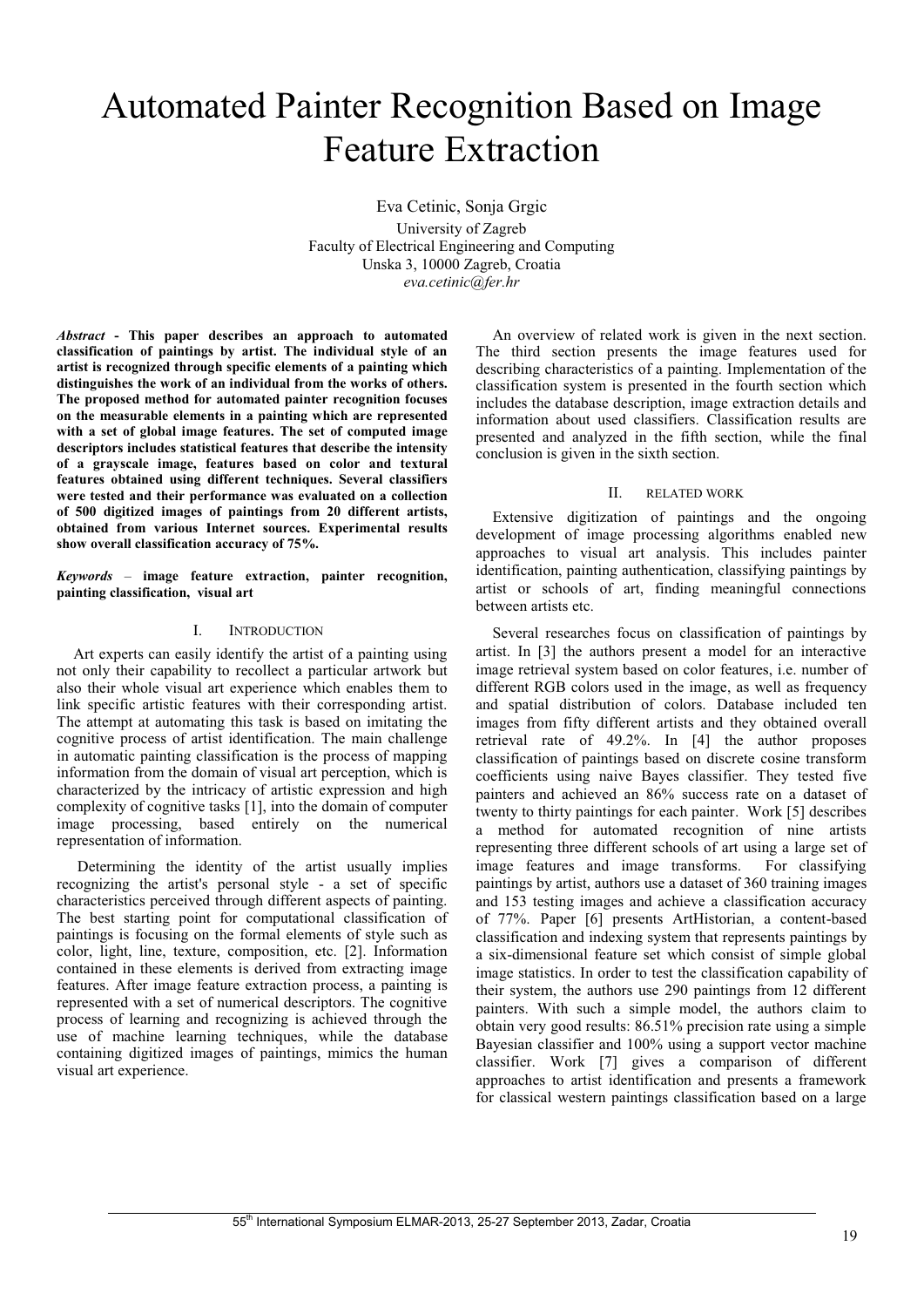# Automated Painter Recognition Based on Image Feature Extraction

Eva Cetinic, Sonja Grgic
University of Zagreb
Faculty of Electrical Engineering and Computing
Unska 3, 10000 Zagreb, Croatia
*eva.cetinic@fer.hr*

***Abstract* - This paper describes an approach to automated classification of paintings by artist. The individual style of an artist is recognized through specific elements of a painting which distinguishes the work of an individual from the works of others. The proposed method for automated painter recognition focuses on the measurable elements in a painting which are represented with a set of global image features. The set of computed image descriptors includes statistical features that describe the intensity of a grayscale image, features based on color and textural features obtained using different techniques. Several classifiers were tested and their performance was evaluated on a collection of 500 digitized images of paintings from 20 different artists, obtained from various Internet sources. Experimental results show overall classification accuracy of 75%.**

***Keywords* – image feature extraction, painter recognition, painting classification, visual art**

## I. Introduction

Art experts can easily identify the artist of a painting using not only their capability to recollect a particular artwork but also their whole visual art experience which enables them to link specific artistic features with their corresponding artist. The attempt at automating this task is based on imitating the cognitive process of artist identification. The main challenge in automatic painting classification is the process of mapping information from the domain of visual art perception, which is characterized by the intricacy of artistic expression and high complexity of cognitive tasks [1], into the domain of computer image processing, based entirely on the numerical representation of information.

Determining the identity of the artist usually implies recognizing the artist's personal style - a set of specific characteristics perceived through different aspects of painting. The best starting point for computational classification of paintings is focusing on the formal elements of style such as color, light, line, texture, composition, etc. [2]. Information contained in these elements is derived from extracting image features. After image feature extraction process, a painting is represented with a set of numerical descriptors. The cognitive process of learning and recognizing is achieved through the use of machine learning techniques, while the database containing digitized images of paintings, mimics the human visual art experience.

An overview of related work is given in the next section. The third section presents the image features used for describing characteristics of a painting. Implementation of the classification system is presented in the fourth section which includes the database description, image extraction details and information about used classifiers. Classification results are presented and analyzed in the fifth section, while the final conclusion is given in the sixth section.

## II. Related Work

Extensive digitization of paintings and the ongoing development of image processing algorithms enabled new approaches to visual art analysis. This includes painter identification, painting authentication, classifying paintings by artist or schools of art, finding meaningful connections between artists etc.

Several researches focus on classification of paintings by artist. In [3] the authors present a model for an interactive image retrieval system based on color features, i.e. number of different RGB colors used in the image, as well as frequency and spatial distribution of colors. Database included ten images from fifty different artists and they obtained overall retrieval rate of 49.2%. In [4] the author proposes classification of paintings based on discrete cosine transform coefficients using naive Bayes classifier. They tested five painters and achieved an 86% success rate on a dataset of twenty to thirty paintings for each painter. Work [5] describes a method for automated recognition of nine artists representing three different schools of art using a large set of image features and image transforms. For classifying paintings by artist, authors use a dataset of 360 training images and 153 testing images and achieve a classification accuracy of 77%. Paper [6] presents ArtHistorian, a content-based classification and indexing system that represents paintings by a six-dimensional feature set which consist of simple global image statistics. In order to test the classification capability of their system, the authors use 290 paintings from 12 different painters. With such a simple model, the authors claim to obtain very good results: 86.51% precision rate using a simple Bayesian classifier and 100% using a support vector machine classifier. Work [7] gives a comparison of different approaches to artist identification and presents a framework for classical western paintings classification based on a large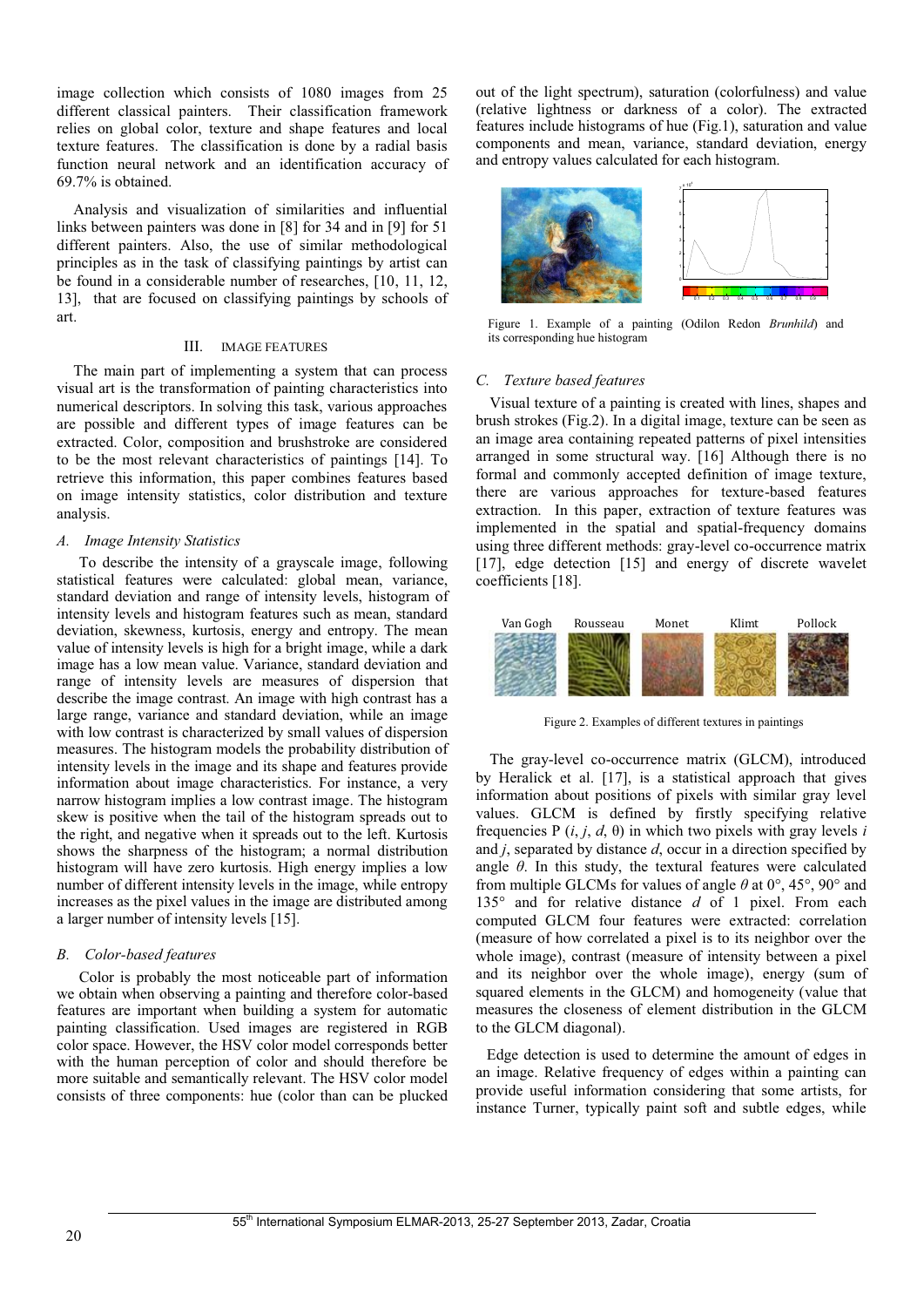image collection which consists of 1080 images from 25 different classical painters. Their classification framework relies on global color, texture and shape features and local texture features. The classification is done by a radial basis function neural network and an identification accuracy of 69.7% is obtained.

Analysis and visualization of similarities and influential links between painters was done in [8] for 34 and in [9] for 51 different painters. Also, the use of similar methodological principles as in the task of classifying paintings by artist can be found in a considerable number of researches, [10, 11, 12, 13], that are focused on classifying paintings by schools of art.

## III. IMAGE FEATURES

The main part of implementing a system that can process visual art is the transformation of painting characteristics into numerical descriptors. In solving this task, various approaches are possible and different types of image features can be extracted. Color, composition and brushstroke are considered to be the most relevant characteristics of paintings [14]. To retrieve this information, this paper combines features based on image intensity statistics, color distribution and texture analysis.

### *A. Image Intensity Statistics*

To describe the intensity of a grayscale image, following statistical features were calculated: global mean, variance, standard deviation and range of intensity levels, histogram of intensity levels and histogram features such as mean, standard deviation, skewness, kurtosis, energy and entropy. The mean value of intensity levels is high for a bright image, while a dark image has a low mean value. Variance, standard deviation and range of intensity levels are measures of dispersion that describe the image contrast. An image with high contrast has a large range, variance and standard deviation, while an image with low contrast is characterized by small values of dispersion measures. The histogram models the probability distribution of intensity levels in the image and its shape and features provide information about image characteristics. For instance, a very narrow histogram implies a low contrast image. The histogram skew is positive when the tail of the histogram spreads out to the right, and negative when it spreads out to the left. Kurtosis shows the sharpness of the histogram; a normal distribution histogram will have zero kurtosis. High energy implies a low number of different intensity levels in the image, while entropy increases as the pixel values in the image are distributed among a larger number of intensity levels [15].

### *B. Color-based features*

Color is probably the most noticeable part of information we obtain when observing a painting and therefore color-based features are important when building a system for automatic painting classification. Used images are registered in RGB color space. However, the HSV color model corresponds better with the human perception of color and should therefore be more suitable and semantically relevant. The HSV color model consists of three components: hue (color than can be plucked out of the light spectrum), saturation (colorfulness) and value (relative lightness or darkness of a color). The extracted features include histograms of hue (Fig.1), saturation and value components and mean, variance, standard deviation, energy and entropy values calculated for each histogram.

Figure 1. Example of a painting (Odilon Redon *Brunhild*) and its corresponding hue histogram

### *C. Texture based features*

Visual texture of a painting is created with lines, shapes and brush strokes (Fig.2). In a digital image, texture can be seen as an image area containing repeated patterns of pixel intensities arranged in some structural way. [16] Although there is no formal and commonly accepted definition of image texture, there are various approaches for texture-based features extraction. In this paper, extraction of texture features was implemented in the spatial and spatial-frequency domains using three different methods: gray-level co-occurrence matrix [17], edge detection [15] and energy of discrete wavelet coefficients [18].

Figure 2. Examples of different textures in paintings

The gray-level co-occurrence matrix (GLCM), introduced by Heralick et al. [17], is a statistical approach that gives information about positions of pixels with similar gray level values. GLCM is defined by firstly specifying relative frequencies P ($i$, $j$, $d$, $\theta$) in which two pixels with gray levels $i$ and $j$, separated by distance $d$, occur in a direction specified by angle $\theta$. In this study, the textural features were calculated from multiple GLCMs for values of angle $\theta$ at 0°, 45°, 90° and 135° and for relative distance $d$ of 1 pixel. From each computed GLCM four features were extracted: correlation (measure of how correlated a pixel is to its neighbor over the whole image), contrast (measure of intensity between a pixel and its neighbor over the whole image), energy (sum of squared elements in the GLCM) and homogeneity (value that measures the closeness of element distribution in the GLCM to the GLCM diagonal).

Edge detection is used to determine the amount of edges in an image. Relative frequency of edges within a painting can provide useful information considering that some artists, for instance Turner, typically paint soft and subtle edges, while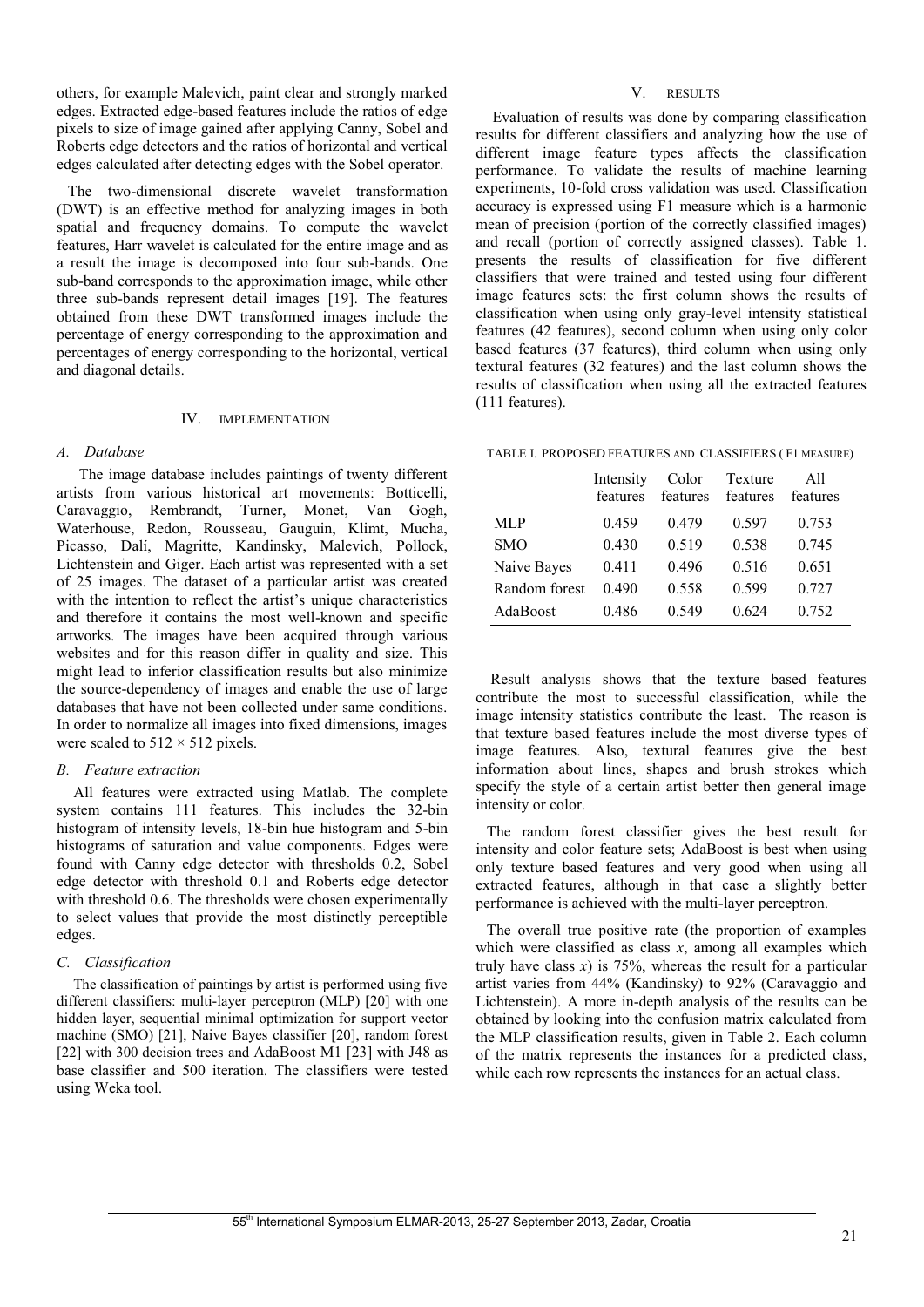others, for example Malevich, paint clear and strongly marked edges. Extracted edge-based features include the ratios of edge pixels to size of image gained after applying Canny, Sobel and Roberts edge detectors and the ratios of horizontal and vertical edges calculated after detecting edges with the Sobel operator.

The two-dimensional discrete wavelet transformation (DWT) is an effective method for analyzing images in both spatial and frequency domains. To compute the wavelet features, Harr wavelet is calculated for the entire image and as a result the image is decomposed into four sub-bands. One sub-band corresponds to the approximation image, while other three sub-bands represent detail images [19]. The features obtained from these DWT transformed images include the percentage of energy corresponding to the approximation and percentages of energy corresponding to the horizontal, vertical and diagonal details.

## IV. IMPLEMENTATION

### *A. Database*

The image database includes paintings of twenty different artists from various historical art movements: Botticelli, Caravaggio, Rembrandt, Turner, Monet, Van Gogh, Waterhouse, Redon, Rousseau, Gauguin, Klimt, Mucha, Picasso, Dalí, Magritte, Kandinsky, Malevich, Pollock, Lichtenstein and Giger. Each artist was represented with a set of 25 images. The dataset of a particular artist was created with the intention to reflect the artist's unique characteristics and therefore it contains the most well-known and specific artworks. The images have been acquired through various websites and for this reason differ in quality and size. This might lead to inferior classification results but also minimize the source-dependency of images and enable the use of large databases that have not been collected under same conditions. In order to normalize all images into fixed dimensions, images were scaled to $512 \times 512$ pixels.

### *B. Feature extraction*

All features were extracted using Matlab. The complete system contains 111 features. This includes the 32-bin histogram of intensity levels, 18-bin hue histogram and 5-bin histograms of saturation and value components. Edges were found with Canny edge detector with thresholds 0.2, Sobel edge detector with threshold 0.1 and Roberts edge detector with threshold 0.6. The thresholds were chosen experimentally to select values that provide the most distinctly perceptible edges.

### *C. Classification*

The classification of paintings by artist is performed using five different classifiers: multi-layer perceptron (MLP) [20] with one hidden layer, sequential minimal optimization for support vector machine (SMO) [21], Naive Bayes classifier [20], random forest [22] with 300 decision trees and AdaBoost M1 [23] with J48 as base classifier and 500 iteration. The classifiers were tested using Weka tool.

## V. RESULTS

Evaluation of results was done by comparing classification results for different classifiers and analyzing how the use of different image feature types affects the classification performance. To validate the results of machine learning experiments, 10-fold cross validation was used. Classification accuracy is expressed using F1 measure which is a harmonic mean of precision (portion of the correctly classified images) and recall (portion of correctly assigned classes). Table 1. presents the results of classification for five different classifiers that were trained and tested using four different image features sets: the first column shows the results of classification when using only gray-level intensity statistical features (42 features), second column when using only color based features (37 features), third column when using only textural features (32 features) and the last column shows the results of classification when using all the extracted features (111 features).

TABLE I. PROPOSED FEATURES AND CLASSIFIERS (F1 MEASURE)

| | Intensity features | Color features | Texture features | All features |
|---|---|---|---|---|
| MLP | 0.459 | 0.479 | 0.597 | 0.753 |
| SMO | 0.430 | 0.519 | 0.538 | 0.745 |
| Naive Bayes | 0.411 | 0.496 | 0.516 | 0.651 |
| Random forest | 0.490 | 0.558 | 0.599 | 0.727 |
| AdaBoost | 0.486 | 0.549 | 0.624 | 0.752 |

Result analysis shows that the texture based features contribute the most to successful classification, while the image intensity statistics contribute the least. The reason is that texture based features include the most diverse types of image features. Also, textural features give the best information about lines, shapes and brush strokes which specify the style of a certain artist better then general image intensity or color.

The random forest classifier gives the best result for intensity and color feature sets; AdaBoost is best when using only texture based features and very good when using all extracted features, although in that case a slightly better performance is achieved with the multi-layer perceptron.

The overall true positive rate (the proportion of examples which were classified as class *x*, among all examples which truly have class *x*) is 75%, whereas the result for a particular artist varies from 44% (Kandinsky) to 92% (Caravaggio and Lichtenstein). A more in-depth analysis of the results can be obtained by looking into the confusion matrix calculated from the MLP classification results, given in Table 2. Each column of the matrix represents the instances for a predicted class, while each row represents the instances for an actual class.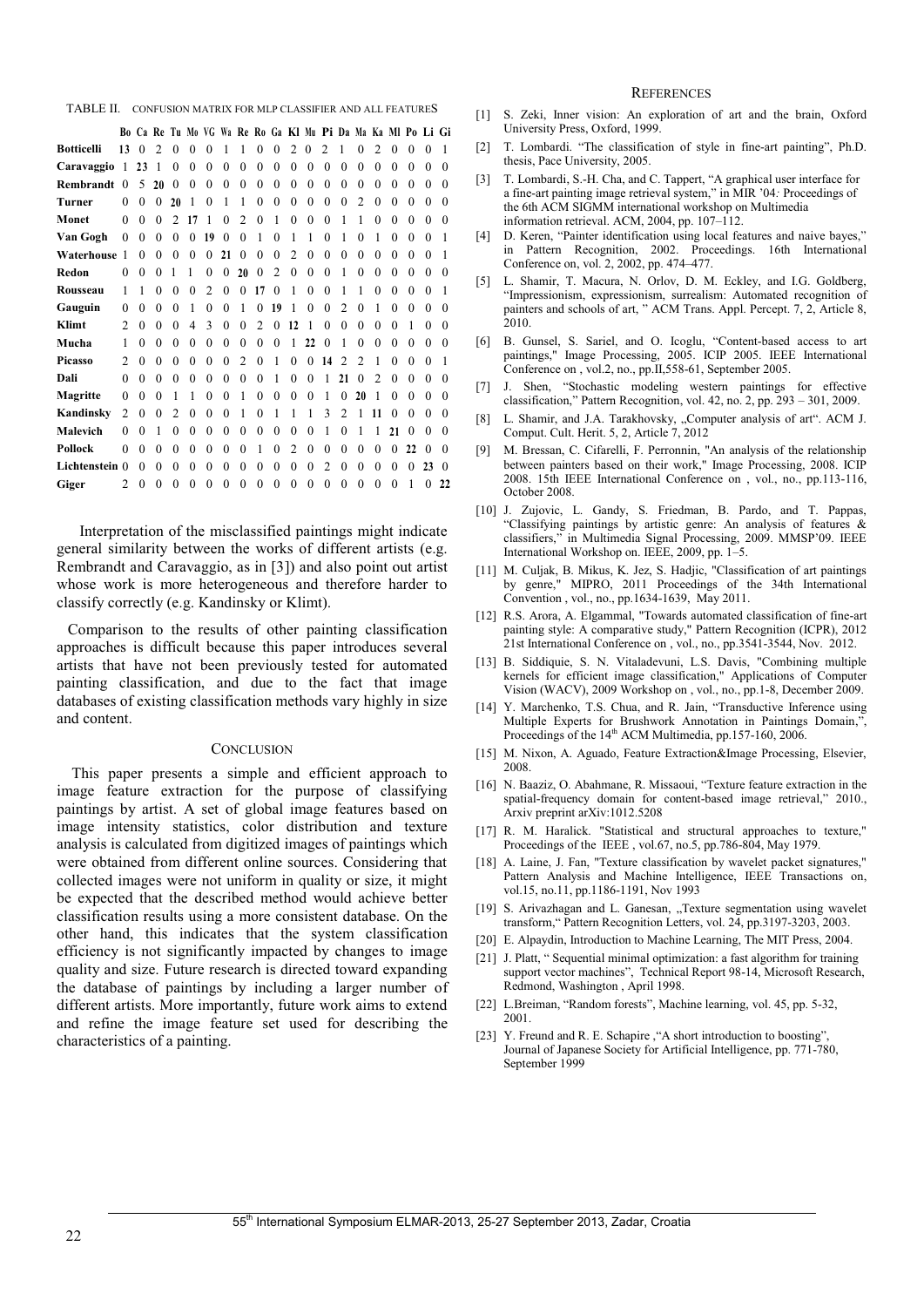TABLE II. CONFUSION MATRIX FOR MLP CLASSIFIER AND ALL FEATURES

| | Bo | Ca | Re | Tu | Mo | VG | Wa | Re | Ro | Ga | Kl | Mu | Pi | Da | Ma | Ka | Ml | Po | Li | Gi |
|---|---|---|---|---|---|---|---|---|---|---|---|---|---|---|---|---|---|---|---|---|
| **Botticelli** | **13** | 0 | 2 | 0 | 0 | 0 | 1 | 1 | 0 | 0 | 2 | 0 | 2 | 1 | 0 | 2 | 0 | 0 | 0 | 1 |
| **Caravaggio** | 1 | **23** | 1 | 0 | 0 | 0 | 0 | 0 | 0 | 0 | 0 | 0 | 0 | 0 | 0 | 0 | 0 | 0 | 0 | 0 |
| **Rembrandt** | 0 | 5 | **20** | 0 | 0 | 0 | 0 | 0 | 0 | 0 | 0 | 0 | 0 | 0 | 0 | 0 | 0 | 0 | 0 | 0 |
| **Turner** | 0 | 0 | 0 | **20** | 1 | 0 | 1 | 1 | 0 | 0 | 0 | 0 | 0 | 0 | 2 | 0 | 0 | 0 | 0 | 0 |
| **Monet** | 0 | 0 | 0 | 2 | **17** | 1 | 0 | 2 | 0 | 1 | 0 | 0 | 0 | 1 | 1 | 1 | 0 | 0 | 0 | 0 |
| **Van Gogh** | 0 | 0 | 0 | 0 | 0 | **19** | 0 | 0 | 1 | 0 | 1 | 1 | 0 | 1 | 0 | 1 | 0 | 0 | 0 | 1 |
| **Waterhouse** | 1 | 0 | 0 | 0 | 0 | 0 | **21** | 0 | 0 | 0 | 2 | 0 | 0 | 0 | 0 | 0 | 0 | 0 | 0 | 1 |
| **Redon** | 0 | 0 | 0 | 1 | 1 | 0 | 0 | **20** | 0 | 2 | 0 | 0 | 0 | 1 | 0 | 0 | 0 | 0 | 0 | 0 |
| **Rousseau** | 1 | 1 | 0 | 0 | 0 | 2 | 0 | 0 | **17** | 0 | 1 | 0 | 0 | 1 | 1 | 0 | 0 | 0 | 0 | 1 |
| **Gauguin** | 0 | 0 | 0 | 0 | 1 | 0 | 0 | 1 | 0 | **19** | 1 | 0 | 0 | 2 | 0 | 1 | 0 | 0 | 0 | 0 |
| **Klimt** | 2 | 0 | 0 | 0 | 4 | 3 | 0 | 0 | 2 | 0 | **12** | 1 | 0 | 0 | 0 | 0 | 0 | 1 | 0 | 0 |
| **Mucha** | 1 | 0 | 0 | 0 | 0 | 0 | 0 | 0 | 0 | 0 | 1 | **22** | 0 | 1 | 0 | 0 | 0 | 0 | 0 | 0 |
| **Picasso** | 2 | 0 | 0 | 0 | 0 | 0 | 0 | 2 | 0 | 1 | 0 | 0 | **14** | 2 | 2 | 1 | 0 | 0 | 0 | 1 |
| **Dali** | 0 | 0 | 0 | 0 | 0 | 0 | 0 | 0 | 0 | 1 | 0 | 0 | 1 | **21** | 0 | 2 | 0 | 0 | 0 | 0 |
| **Magritte** | 0 | 0 | 0 | 1 | 1 | 0 | 0 | 1 | 0 | 0 | 0 | 0 | 1 | 0 | **20** | 1 | 0 | 0 | 0 | 0 |
| **Kandinsky** | 2 | 0 | 0 | 2 | 0 | 0 | 0 | 1 | 0 | 1 | 1 | 1 | 3 | 2 | 1 | **11** | 0 | 0 | 0 | 0 |
| **Malevich** | 0 | 0 | 1 | 0 | 0 | 0 | 0 | 0 | 0 | 0 | 0 | 0 | 1 | 0 | 1 | 1 | **21** | 0 | 0 | 0 |
| **Pollock** | 0 | 0 | 0 | 0 | 0 | 0 | 0 | 0 | 1 | 0 | 2 | 0 | 0 | 0 | 0 | 0 | 0 | **22** | 0 | 0 |
| **Lichtenstein** | 0 | 0 | 0 | 0 | 0 | 0 | 0 | 0 | 0 | 0 | 0 | 0 | 2 | 0 | 0 | 0 | 0 | 0 | **23** | 0 |
| **Giger** | 2 | 0 | 0 | 0 | 0 | 0 | 0 | 0 | 0 | 0 | 0 | 0 | 0 | 0 | 0 | 0 | 0 | 1 | 0 | **22** |

Interpretation of the misclassified paintings might indicate general similarity between the works of different artists (e.g. Rembrandt and Caravaggio, as in [3]) and also point out artist whose work is more heterogeneous and therefore harder to classify correctly (e.g. Kandinsky or Klimt).

Comparison to the results of other painting classification approaches is difficult because this paper introduces several artists that have not been previously tested for automated painting classification, and due to the fact that image databases of existing classification methods vary highly in size and content.

## CONCLUSION

This paper presents a simple and efficient approach to image feature extraction for the purpose of classifying paintings by artist. A set of global image features based on image intensity statistics, color distribution and texture analysis is calculated from digitized images of paintings which were obtained from different online sources. Considering that collected images were not uniform in quality or size, it might be expected that the described method would achieve better classification results using a more consistent database. On the other hand, this indicates that the system classification efficiency is not significantly impacted by changes to image quality and size. Future research is directed toward expanding the database of paintings by including a larger number of different artists. More importantly, future work aims to extend and refine the image feature set used for describing the characteristics of a painting.

## REFERENCES

[1] S. Zeki, Inner vision: An exploration of art and the brain, Oxford University Press, Oxford, 1999.

[2] T. Lombardi. "The classification of style in fine-art painting", Ph.D. thesis, Pace University, 2005.

[3] T. Lombardi, S.-H. Cha, and C. Tappert, "A graphical user interface for a fine-art painting image retrieval system," in MIR '04*:* Proceedings of the 6th ACM SIGMM international workshop on Multimedia information retrieval. ACM, 2004, pp. 107–112.

[4] D. Keren, "Painter identification using local features and naive bayes," in Pattern Recognition, 2002. Proceedings. 16th International Conference on, vol. 2, 2002, pp. 474–477.

[5] L. Shamir, T. Macura, N. Orlov, D. M. Eckley, and I.G. Goldberg, "Impressionism, expressionism, surrealism: Automated recognition of painters and schools of art, " ACM Trans. Appl. Percept. 7, 2, Article 8, 2010.

[6] B. Gunsel, S. Sariel, and O. Icoglu, "Content-based access to art paintings," Image Processing, 2005. ICIP 2005. IEEE International Conference on , vol.2, no., pp.II,558-61, September 2005.

[7] J. Shen, "Stochastic modeling western paintings for effective classification," Pattern Recognition, vol. 42, no. 2, pp. 293 – 301, 2009.

[8] L. Shamir, and J.A. Tarakhovsky, „Computer analysis of art". ACM J. Comput. Cult. Herit. 5, 2, Article 7, 2012

[9] M. Bressan, C. Cifarelli, F. Perronnin, "An analysis of the relationship between painters based on their work," Image Processing, 2008. ICIP 2008. 15th IEEE International Conference on , vol., no., pp.113-116, October 2008.

[10] J. Zujovic, L. Gandy, S. Friedman, B. Pardo, and T. Pappas, "Classifying paintings by artistic genre: An analysis of features & classifiers," in Multimedia Signal Processing, 2009. MMSP'09. IEEE International Workshop on. IEEE, 2009, pp. 1–5.

[11] M. Culjak, B. Mikus, K. Jez, S. Hadjic, "Classification of art paintings by genre," MIPRO, 2011 Proceedings of the 34th International Convention , vol., no., pp.1634-1639, May 2011.

[12] R.S. Arora, A. Elgammal, "Towards automated classification of fine-art painting style: A comparative study," Pattern Recognition (ICPR), 2012 21st International Conference on , vol., no., pp.3541-3544, Nov. 2012.

[13] B. Siddiquie, S. N. Vitaladevuni, L.S. Davis, "Combining multiple kernels for efficient image classification," Applications of Computer Vision (WACV), 2009 Workshop on , vol., no., pp.1-8, December 2009.

[14] Y. Marchenko, T.S. Chua, and R. Jain, "Transductive Inference using Multiple Experts for Brushwork Annotation in Paintings Domain,", Proceedings of the 14th ACM Multimedia, pp.157-160, 2006.

[15] M. Nixon, A. Aguado, Feature Extraction&Image Processing, Elsevier, 2008.

[16] N. Baaziz, O. Abahmane, R. Missaoui, "Texture feature extraction in the spatial-frequency domain for content-based image retrieval," 2010., Arxiv preprint arXiv:1012.5208

[17] R. M. Haralick. "Statistical and structural approaches to texture," Proceedings of the IEEE , vol.67, no.5, pp.786-804, May 1979.

[18] A. Laine, J. Fan, "Texture classification by wavelet packet signatures," Pattern Analysis and Machine Intelligence, IEEE Transactions on, vol.15, no.11, pp.1186-1191, Nov 1993

[19] S. Arivazhagan and L. Ganesan, „Texture segmentation using wavelet transform," Pattern Recognition Letters, vol. 24, pp.3197-3203, 2003.

[20] E. Alpaydin, Introduction to Machine Learning, The MIT Press, 2004.

[21] J. Platt, " Sequential minimal optimization: a fast algorithm for training support vector machines", Technical Report 98-14, Microsoft Research, Redmond, Washington , April 1998.

[22] L.Breiman, "Random forests", Machine learning, vol. 45, pp. 5-32, 2001.

[23] Y. Freund and R. E. Schapire ,"A short introduction to boosting", Journal of Japanese Society for Artificial Intelligence, pp. 771-780, September 1999